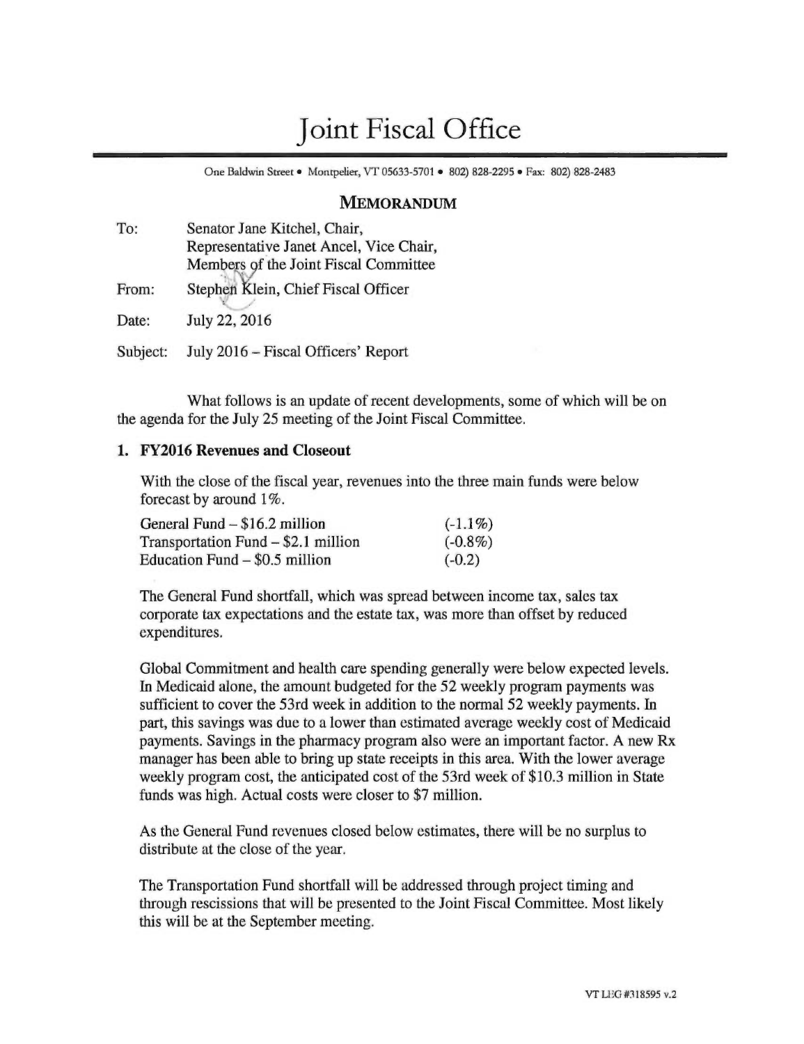# Joint Fiscal Office

One Baldwin Street • Montpelier, VT 05633-5701 • 802) 828-2295 • Fax: 802) 828-2483

## MEMORANDUM

To: Senator Jane Kitchel, Chair,
Representative Janet Ancel, Vice Chair,
Members of the Joint Fiscal Committee

From: Stephen Klein, Chief Fiscal Officer

Date: July 22, 2016

Subject: July 2016 – Fiscal Officers' Report

What follows is an update of recent developments, some of which will be on the agenda for the July 25 meeting of the Joint Fiscal Committee.

### 1. FY2016 Revenues and Closeout

With the close of the fiscal year, revenues into the three main funds were below forecast by around 1%.

| | |
|---|---|
| General Fund – $16.2 million | (-1.1%) |
| Transportation Fund – $2.1 million | (-0.8%) |
| Education Fund – $0.5 million | (-0.2) |

The General Fund shortfall, which was spread between income tax, sales tax corporate tax expectations and the estate tax, was more than offset by reduced expenditures.

Global Commitment and health care spending generally were below expected levels. In Medicaid alone, the amount budgeted for the 52 weekly program payments was sufficient to cover the 53rd week in addition to the normal 52 weekly payments. In part, this savings was due to a lower than estimated average weekly cost of Medicaid payments. Savings in the pharmacy program also were an important factor. A new Rx manager has been able to bring up state receipts in this area. With the lower average weekly program cost, the anticipated cost of the 53rd week of $10.3 million in State funds was high. Actual costs were closer to $7 million.

As the General Fund revenues closed below estimates, there will be no surplus to distribute at the close of the year.

The Transportation Fund shortfall will be addressed through project timing and through rescissions that will be presented to the Joint Fiscal Committee. Most likely this will be at the September meeting.

VT LEG #318595 v.2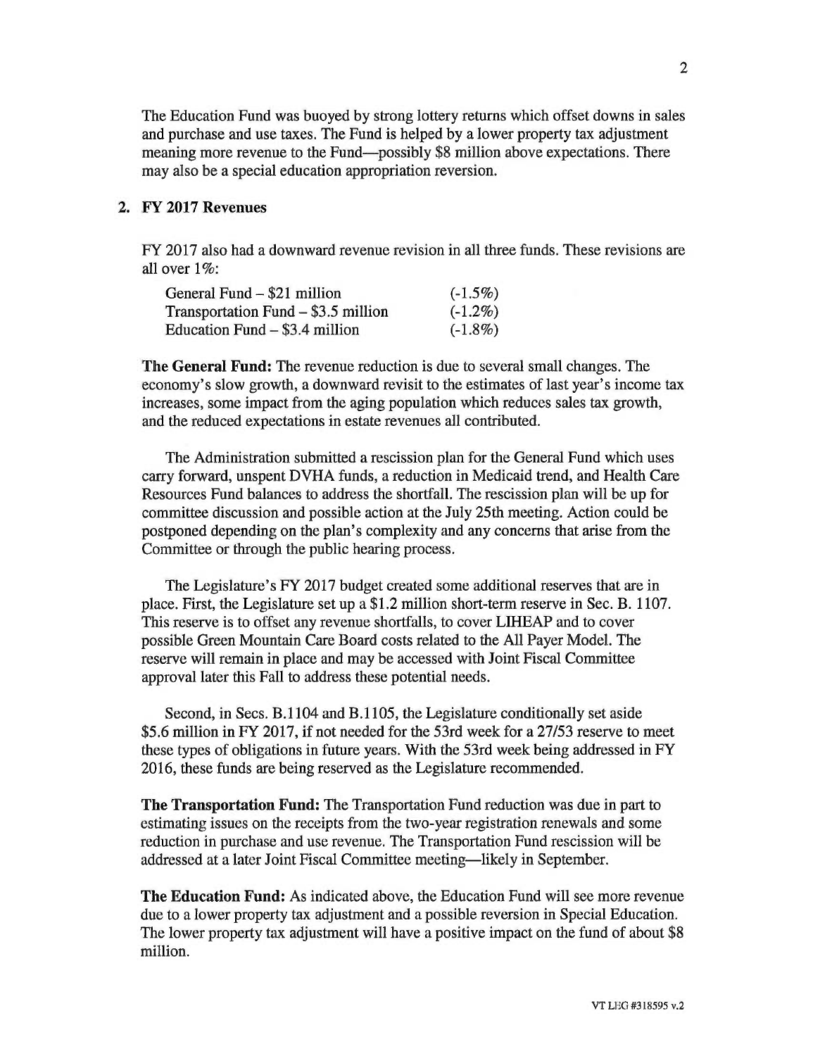The Education Fund was buoyed by strong lottery returns which offset downs in sales and purchase and use taxes. The Fund is helped by a lower property tax adjustment meaning more revenue to the Fund—possibly $8 million above expectations. There may also be a special education appropriation reversion.

## 2. FY 2017 Revenues

FY 2017 also had a downward revenue revision in all three funds. These revisions are all over 1%:

| | |
|---|---|
| General Fund – $21 million | (-1.5%) |
| Transportation Fund – $3.5 million | (-1.2%) |
| Education Fund – $3.4 million | (-1.8%) |

**The General Fund:** The revenue reduction is due to several small changes. The economy's slow growth, a downward revisit to the estimates of last year's income tax increases, some impact from the aging population which reduces sales tax growth, and the reduced expectations in estate revenues all contributed.

The Administration submitted a rescission plan for the General Fund which uses carry forward, unspent DVHA funds, a reduction in Medicaid trend, and Health Care Resources Fund balances to address the shortfall. The rescission plan will be up for committee discussion and possible action at the July 25th meeting. Action could be postponed depending on the plan's complexity and any concerns that arise from the Committee or through the public hearing process.

The Legislature's FY 2017 budget created some additional reserves that are in place. First, the Legislature set up a $1.2 million short-term reserve in Sec. B. 1107. This reserve is to offset any revenue shortfalls, to cover LIHEAP and to cover possible Green Mountain Care Board costs related to the All Payer Model. The reserve will remain in place and may be accessed with Joint Fiscal Committee approval later this Fall to address these potential needs.

Second, in Secs. B.1104 and B.1105, the Legislature conditionally set aside $5.6 million in FY 2017, if not needed for the 53rd week for a 27/53 reserve to meet these types of obligations in future years. With the 53rd week being addressed in FY 2016, these funds are being reserved as the Legislature recommended.

**The Transportation Fund:** The Transportation Fund reduction was due in part to estimating issues on the receipts from the two-year registration renewals and some reduction in purchase and use revenue. The Transportation Fund rescission will be addressed at a later Joint Fiscal Committee meeting—likely in September.

**The Education Fund:** As indicated above, the Education Fund will see more revenue due to a lower property tax adjustment and a possible reversion in Special Education. The lower property tax adjustment will have a positive impact on the fund of about $8 million.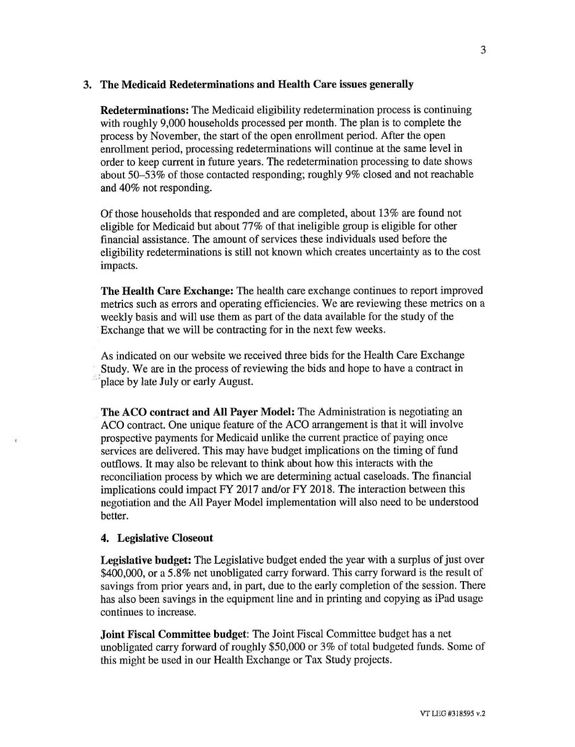## 3. The Medicaid Redeterminations and Health Care issues generally

**Redeterminations:** The Medicaid eligibility redetermination process is continuing with roughly 9,000 households processed per month. The plan is to complete the process by November, the start of the open enrollment period. After the open enrollment period, processing redeterminations will continue at the same level in order to keep current in future years. The redetermination processing to date shows about 50–53% of those contacted responding; roughly 9% closed and not reachable and 40% not responding.

Of those households that responded and are completed, about 13% are found not eligible for Medicaid but about 77% of that ineligible group is eligible for other financial assistance. The amount of services these individuals used before the eligibility redeterminations is still not known which creates uncertainty as to the cost impacts.

**The Health Care Exchange:** The health care exchange continues to report improved metrics such as errors and operating efficiencies. We are reviewing these metrics on a weekly basis and will use them as part of the data available for the study of the Exchange that we will be contracting for in the next few weeks.

As indicated on our website we received three bids for the Health Care Exchange Study. We are in the process of reviewing the bids and hope to have a contract in place by late July or early August.

**The ACO contract and All Payer Model:** The Administration is negotiating an ACO contract. One unique feature of the ACO arrangement is that it will involve prospective payments for Medicaid unlike the current practice of paying once services are delivered. This may have budget implications on the timing of fund outflows. It may also be relevant to think about how this interacts with the reconciliation process by which we are determining actual caseloads. The financial implications could impact FY 2017 and/or FY 2018. The interaction between this negotiation and the All Payer Model implementation will also need to be understood better.

## 4. Legislative Closeout

**Legislative budget:** The Legislative budget ended the year with a surplus of just over \$400,000, or a 5.8% net unobligated carry forward. This carry forward is the result of savings from prior years and, in part, due to the early completion of the session. There has also been savings in the equipment line and in printing and copying as iPad usage continues to increase.

**Joint Fiscal Committee budget**: The Joint Fiscal Committee budget has a net unobligated carry forward of roughly \$50,000 or 3% of total budgeted funds. Some of this might be used in our Health Exchange or Tax Study projects.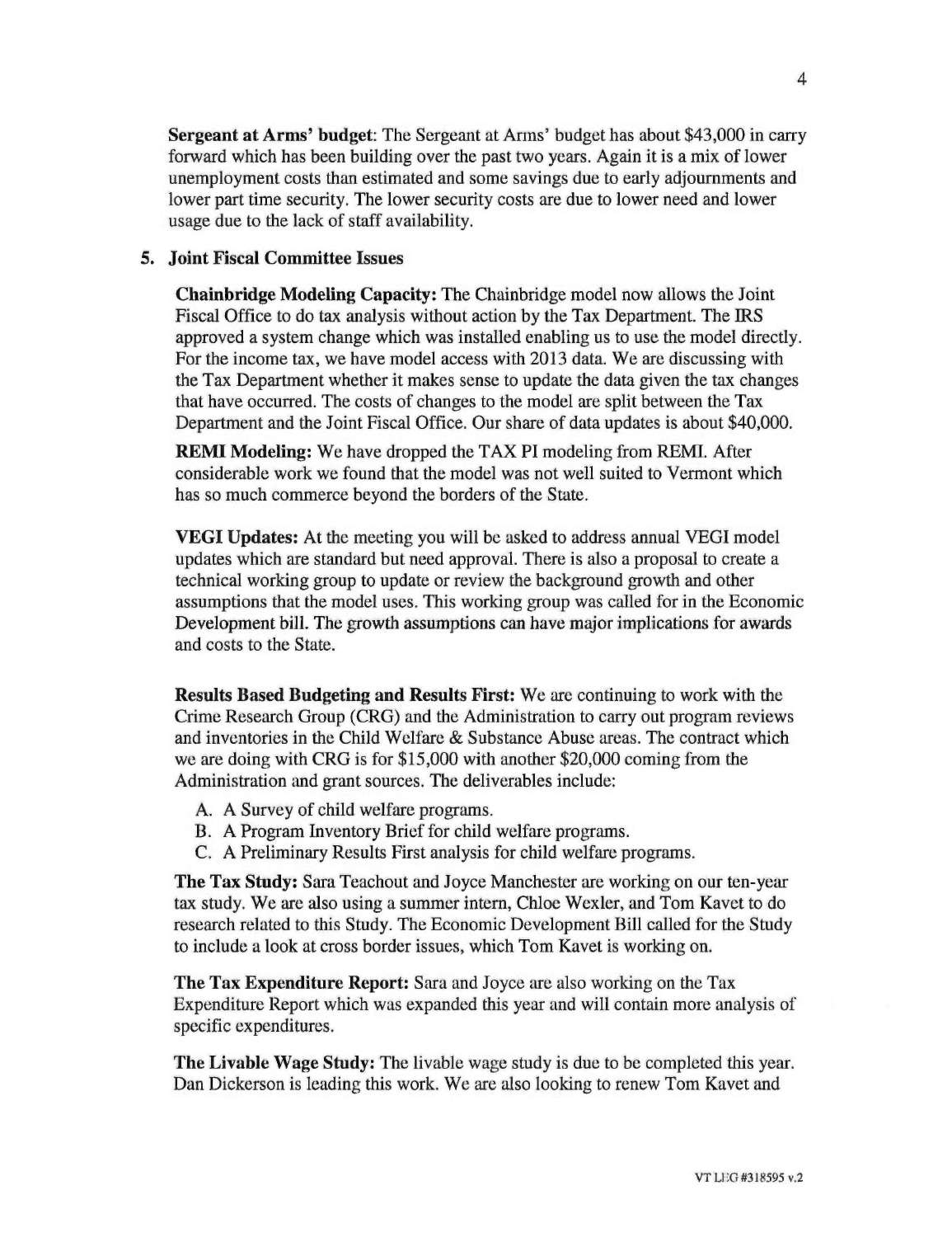**Sergeant at Arms' budget**: The Sergeant at Arms' budget has about $43,000 in carry forward which has been building over the past two years. Again it is a mix of lower unemployment costs than estimated and some savings due to early adjournments and lower part time security. The lower security costs are due to lower need and lower usage due to the lack of staff availability.

## 5. Joint Fiscal Committee Issues

**Chainbridge Modeling Capacity:** The Chainbridge model now allows the Joint Fiscal Office to do tax analysis without action by the Tax Department. The IRS approved a system change which was installed enabling us to use the model directly. For the income tax, we have model access with 2013 data. We are discussing with the Tax Department whether it makes sense to update the data given the tax changes that have occurred. The costs of changes to the model are split between the Tax Department and the Joint Fiscal Office. Our share of data updates is about $40,000.

**REMI Modeling:** We have dropped the TAX PI modeling from REMI. After considerable work we found that the model was not well suited to Vermont which has so much commerce beyond the borders of the State.

**VEGI Updates:** At the meeting you will be asked to address annual VEGI model updates which are standard but need approval. There is also a proposal to create a technical working group to update or review the background growth and other assumptions that the model uses. This working group was called for in the Economic Development bill. The growth assumptions can have major implications for awards and costs to the State.

**Results Based Budgeting and Results First:** We are continuing to work with the Crime Research Group (CRG) and the Administration to carry out program reviews and inventories in the Child Welfare & Substance Abuse areas. The contract which we are doing with CRG is for $15,000 with another $20,000 coming from the Administration and grant sources. The deliverables include:

A. A Survey of child welfare programs.
B. A Program Inventory Brief for child welfare programs.
C. A Preliminary Results First analysis for child welfare programs.

**The Tax Study:** Sara Teachout and Joyce Manchester are working on our ten-year tax study. We are also using a summer intern, Chloe Wexler, and Tom Kavet to do research related to this Study. The Economic Development Bill called for the Study to include a look at cross border issues, which Tom Kavet is working on.

**The Tax Expenditure Report:** Sara and Joyce are also working on the Tax Expenditure Report which was expanded this year and will contain more analysis of specific expenditures.

**The Livable Wage Study:** The livable wage study is due to be completed this year. Dan Dickerson is leading this work. We are also looking to renew Tom Kavet and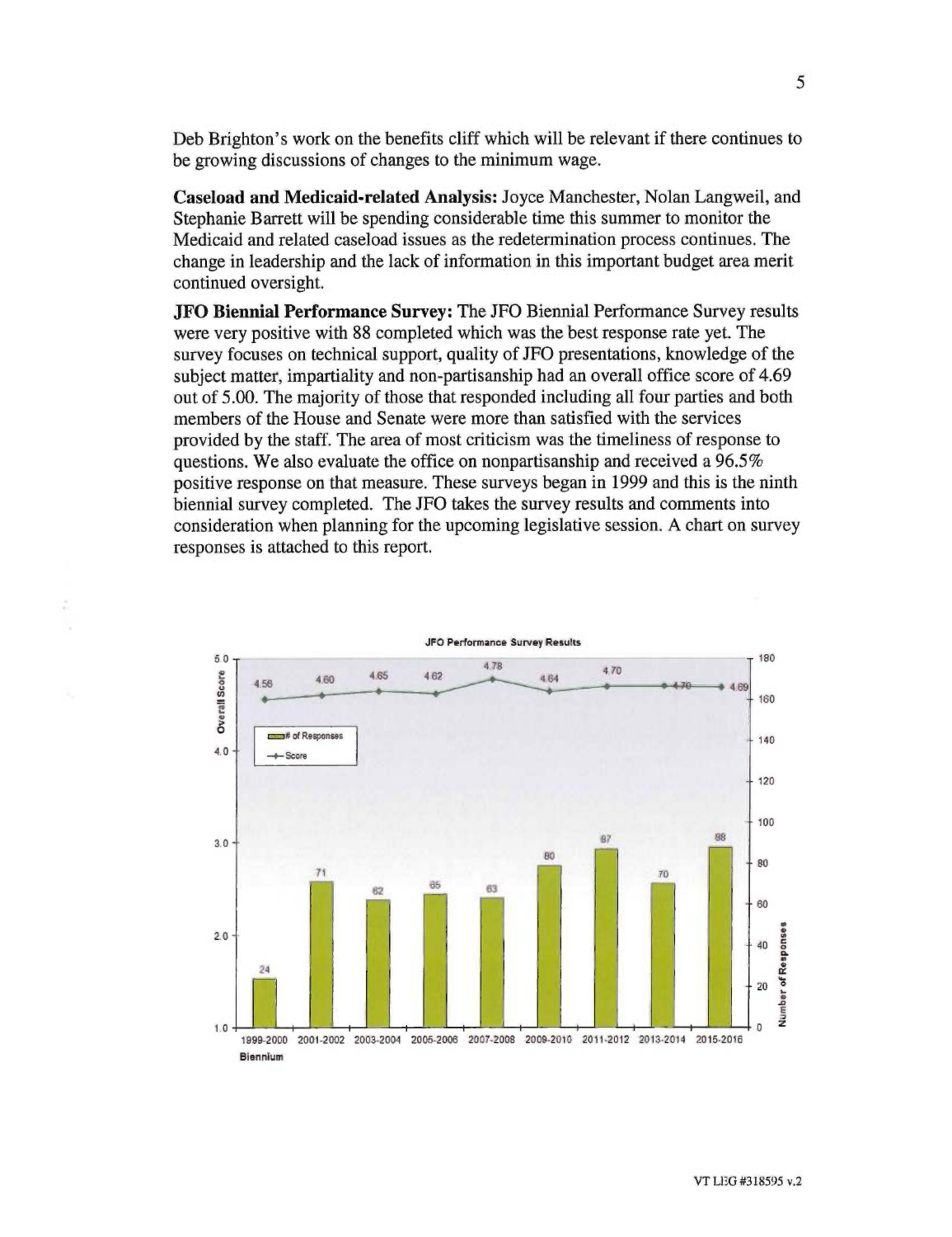Deb Brighton's work on the benefits cliff which will be relevant if there continues to be growing discussions of changes to the minimum wage.

**Caseload and Medicaid-related Analysis:** Joyce Manchester, Nolan Langweil, and Stephanie Barrett will be spending considerable time this summer to monitor the Medicaid and related caseload issues as the redetermination process continues. The change in leadership and the lack of information in this important budget area merit continued oversight.

**JFO Biennial Performance Survey:** The JFO Biennial Performance Survey results were very positive with 88 completed which was the best response rate yet. The survey focuses on technical support, quality of JFO presentations, knowledge of the subject matter, impartiality and non-partisanship had an overall office score of 4.69 out of 5.00. The majority of those that responded including all four parties and both members of the House and Senate were more than satisfied with the services provided by the staff. The area of most criticism was the timeliness of response to questions. We also evaluate the office on nonpartisanship and received a 96.5% positive response on that measure. These surveys began in 1999 and this is the ninth biennial survey completed. The JFO takes the survey results and comments into consideration when planning for the upcoming legislative session. A chart on survey responses is attached to this report.

JFO Performance Survey Results

Overall Score

Number of Responses

\# of Responses

Score

4.56 4.60 4.65 4.62 4.78 4.64 4.70 4.70 4.69

24 71 62 65 63 80 87 70 88

1999-2000 2001-2002 2003-2004 2005-2006 2007-2008 2009-2010 2011-2012 2013-2014 2015-2016

Biennium